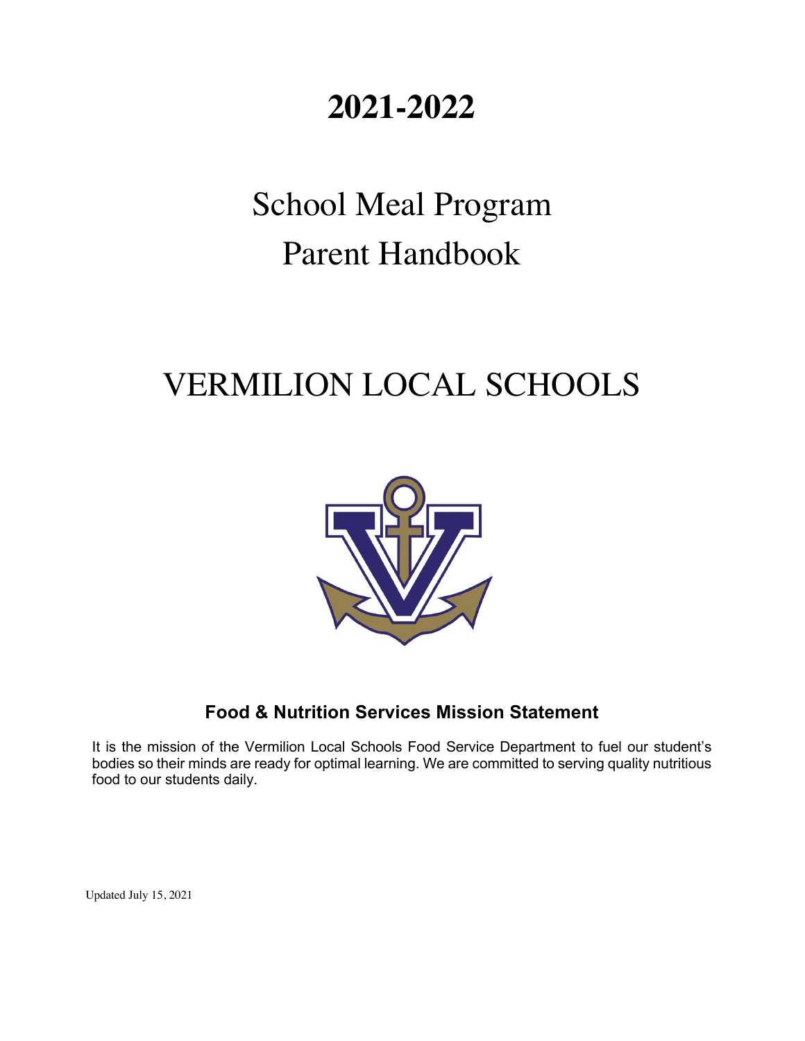# 2021-2022

# School Meal Program Parent Handbook

# VERMILION LOCAL SCHOOLS

## Food & Nutrition Services Mission Statement

It is the mission of the Vermilion Local Schools Food Service Department to fuel our student's bodies so their minds are ready for optimal learning. We are committed to serving quality nutritious food to our students daily.

Updated July 15, 2021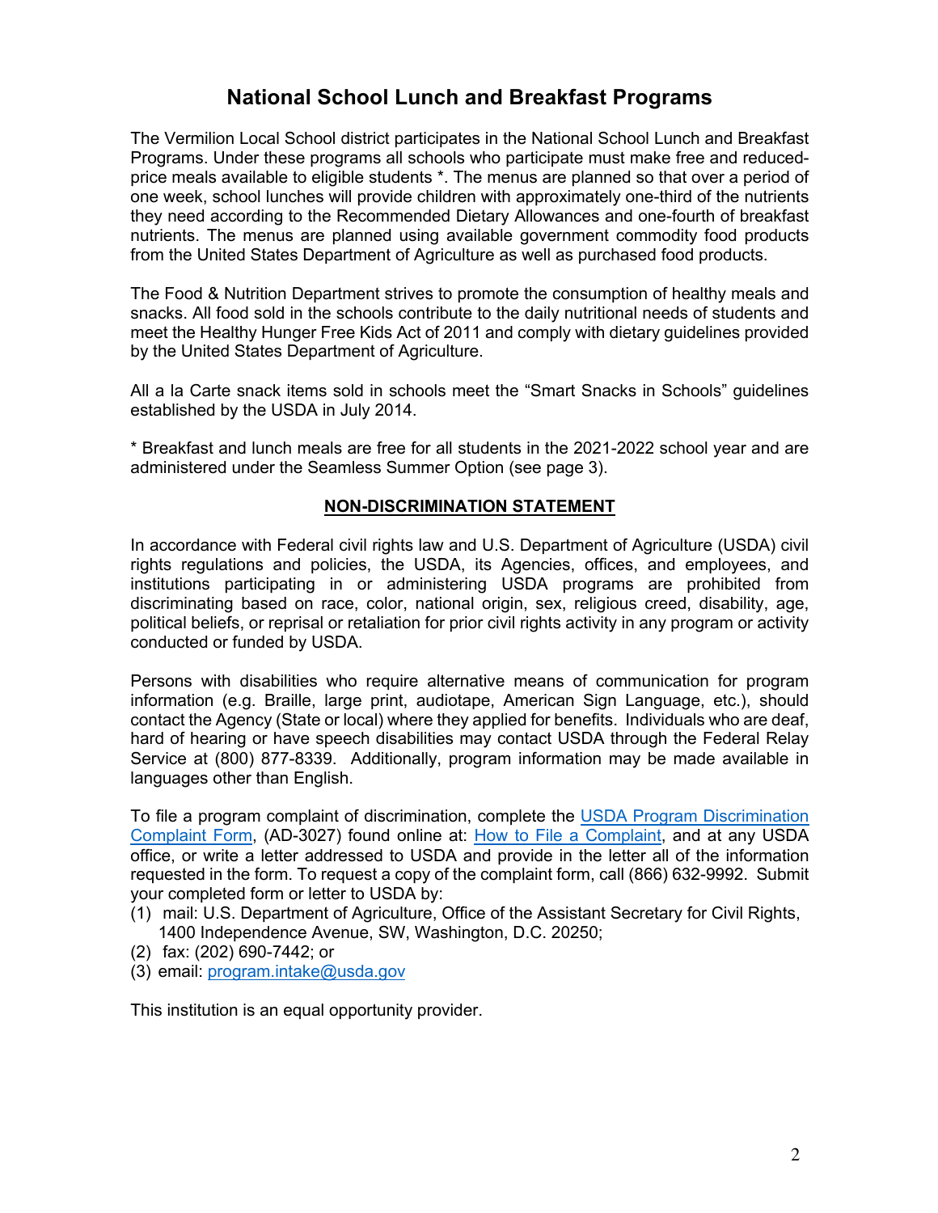# National School Lunch and Breakfast Programs

The Vermilion Local School district participates in the National School Lunch and Breakfast Programs. Under these programs all schools who participate must make free and reduced-price meals available to eligible students *. The menus are planned so that over a period of one week, school lunches will provide children with approximately one-third of the nutrients they need according to the Recommended Dietary Allowances and one-fourth of breakfast nutrients. The menus are planned using available government commodity food products from the United States Department of Agriculture as well as purchased food products.

The Food & Nutrition Department strives to promote the consumption of healthy meals and snacks. All food sold in the schools contribute to the daily nutritional needs of students and meet the Healthy Hunger Free Kids Act of 2011 and comply with dietary guidelines provided by the United States Department of Agriculture.

All a la Carte snack items sold in schools meet the "Smart Snacks in Schools" guidelines established by the USDA in July 2014.

* Breakfast and lunch meals are free for all students in the 2021-2022 school year and are administered under the Seamless Summer Option (see page 3).

## NON-DISCRIMINATION STATEMENT

In accordance with Federal civil rights law and U.S. Department of Agriculture (USDA) civil rights regulations and policies, the USDA, its Agencies, offices, and employees, and institutions participating in or administering USDA programs are prohibited from discriminating based on race, color, national origin, sex, religious creed, disability, age, political beliefs, or reprisal or retaliation for prior civil rights activity in any program or activity conducted or funded by USDA.

Persons with disabilities who require alternative means of communication for program information (e.g. Braille, large print, audiotape, American Sign Language, etc.), should contact the Agency (State or local) where they applied for benefits. Individuals who are deaf, hard of hearing or have speech disabilities may contact USDA through the Federal Relay Service at (800) 877-8339. Additionally, program information may be made available in languages other than English.

To file a program complaint of discrimination, complete the USDA Program Discrimination Complaint Form, (AD-3027) found online at: How to File a Complaint, and at any USDA office, or write a letter addressed to USDA and provide in the letter all of the information requested in the form. To request a copy of the complaint form, call (866) 632-9992. Submit your completed form or letter to USDA by:

(1) mail: U.S. Department of Agriculture, Office of the Assistant Secretary for Civil Rights, 1400 Independence Avenue, SW, Washington, D.C. 20250;
(2) fax: (202) 690-7442; or
(3) email: program.intake@usda.gov

This institution is an equal opportunity provider.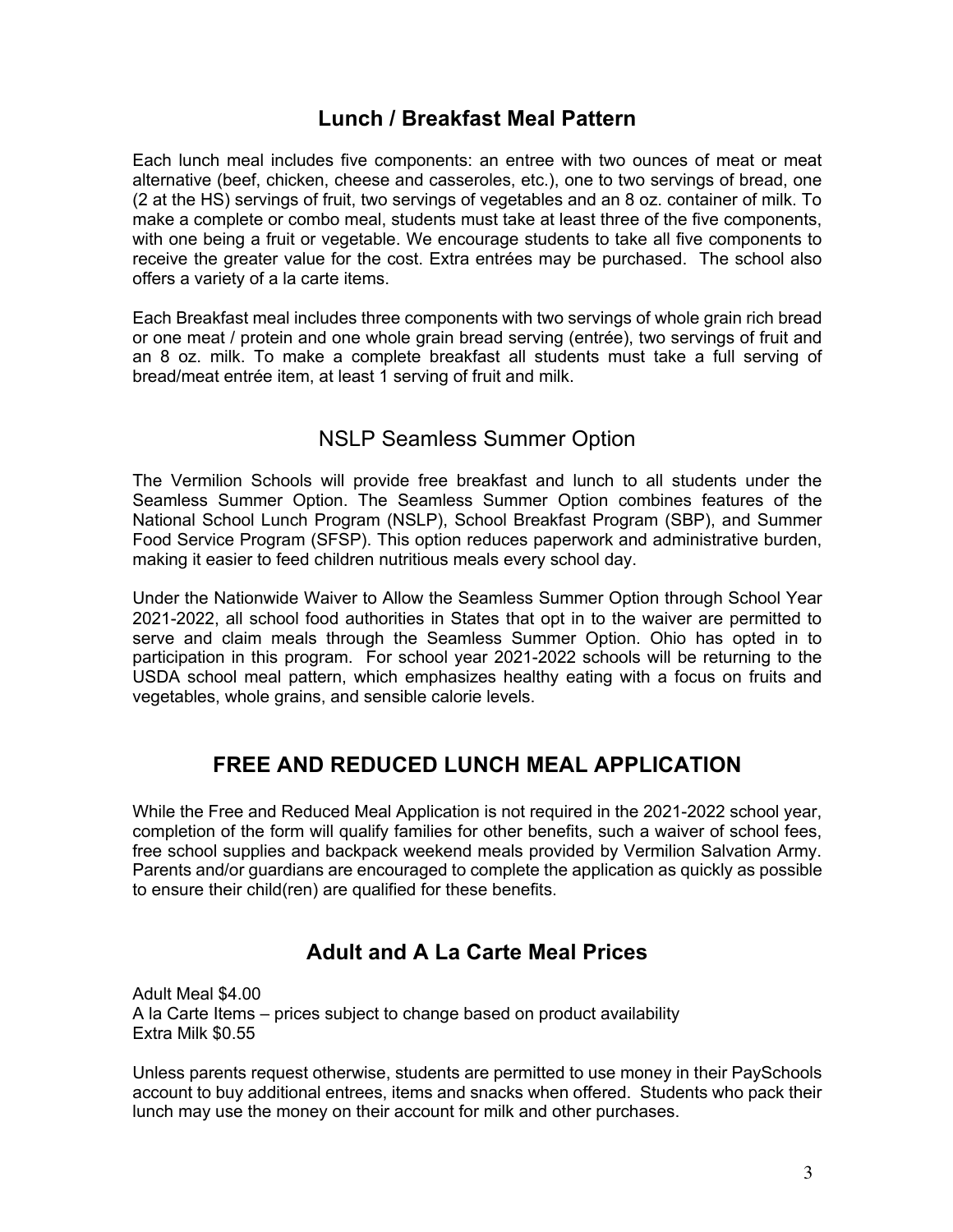## Lunch / Breakfast Meal Pattern

Each lunch meal includes five components: an entree with two ounces of meat or meat alternative (beef, chicken, cheese and casseroles, etc.), one to two servings of bread, one (2 at the HS) servings of fruit, two servings of vegetables and an 8 oz. container of milk. To make a complete or combo meal, students must take at least three of the five components, with one being a fruit or vegetable. We encourage students to take all five components to receive the greater value for the cost. Extra entrées may be purchased. The school also offers a variety of a la carte items.

Each Breakfast meal includes three components with two servings of whole grain rich bread or one meat / protein and one whole grain bread serving (entrée), two servings of fruit and an 8 oz. milk. To make a complete breakfast all students must take a full serving of bread/meat entrée item, at least 1 serving of fruit and milk.

## NSLP Seamless Summer Option

The Vermilion Schools will provide free breakfast and lunch to all students under the Seamless Summer Option. The Seamless Summer Option combines features of the National School Lunch Program (NSLP), School Breakfast Program (SBP), and Summer Food Service Program (SFSP). This option reduces paperwork and administrative burden, making it easier to feed children nutritious meals every school day.

Under the Nationwide Waiver to Allow the Seamless Summer Option through School Year 2021-2022, all school food authorities in States that opt in to the waiver are permitted to serve and claim meals through the Seamless Summer Option. Ohio has opted in to participation in this program. For school year 2021-2022 schools will be returning to the USDA school meal pattern, which emphasizes healthy eating with a focus on fruits and vegetables, whole grains, and sensible calorie levels.

## FREE AND REDUCED LUNCH MEAL APPLICATION

While the Free and Reduced Meal Application is not required in the 2021-2022 school year, completion of the form will qualify families for other benefits, such a waiver of school fees, free school supplies and backpack weekend meals provided by Vermilion Salvation Army. Parents and/or guardians are encouraged to complete the application as quickly as possible to ensure their child(ren) are qualified for these benefits.

## Adult and A La Carte Meal Prices

Adult Meal $4.00
A la Carte Items – prices subject to change based on product availability
Extra Milk $0.55

Unless parents request otherwise, students are permitted to use money in their PaySchools account to buy additional entrees, items and snacks when offered. Students who pack their lunch may use the money on their account for milk and other purchases.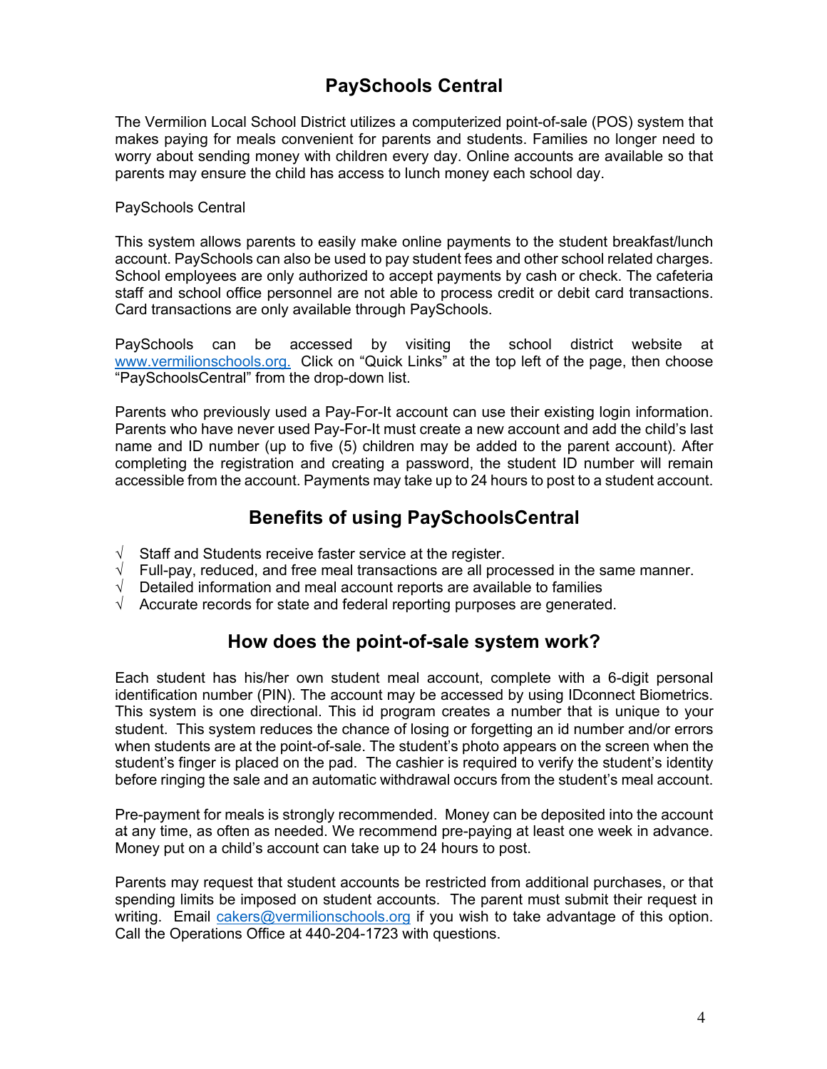## PaySchools Central

The Vermilion Local School District utilizes a computerized point-of-sale (POS) system that makes paying for meals convenient for parents and students. Families no longer need to worry about sending money with children every day. Online accounts are available so that parents may ensure the child has access to lunch money each school day.

PaySchools Central

This system allows parents to easily make online payments to the student breakfast/lunch account. PaySchools can also be used to pay student fees and other school related charges. School employees are only authorized to accept payments by cash or check. The cafeteria staff and school office personnel are not able to process credit or debit card transactions. Card transactions are only available through PaySchools.

PaySchools can be accessed by visiting the school district website at www.vermilionschools.org. Click on “Quick Links” at the top left of the page, then choose “PaySchoolsCentral” from the drop-down list.

Parents who previously used a Pay-For-It account can use their existing login information. Parents who have never used Pay-For-It must create a new account and add the child’s last name and ID number (up to five (5) children may be added to the parent account). After completing the registration and creating a password, the student ID number will remain accessible from the account. Payments may take up to 24 hours to post to a student account.

## Benefits of using PaySchoolsCentral

- √ Staff and Students receive faster service at the register.
- √ Full-pay, reduced, and free meal transactions are all processed in the same manner.
- √ Detailed information and meal account reports are available to families
- √ Accurate records for state and federal reporting purposes are generated.

## How does the point-of-sale system work?

Each student has his/her own student meal account, complete with a 6-digit personal identification number (PIN). The account may be accessed by using IDconnect Biometrics. This system is one directional. This id program creates a number that is unique to your student. This system reduces the chance of losing or forgetting an id number and/or errors when students are at the point-of-sale. The student’s photo appears on the screen when the student’s finger is placed on the pad. The cashier is required to verify the student’s identity before ringing the sale and an automatic withdrawal occurs from the student’s meal account.

Pre-payment for meals is strongly recommended. Money can be deposited into the account at any time, as often as needed. We recommend pre-paying at least one week in advance. Money put on a child’s account can take up to 24 hours to post.

Parents may request that student accounts be restricted from additional purchases, or that spending limits be imposed on student accounts. The parent must submit their request in writing. Email cakers@vermilionschools.org if you wish to take advantage of this option. Call the Operations Office at 440-204-1723 with questions.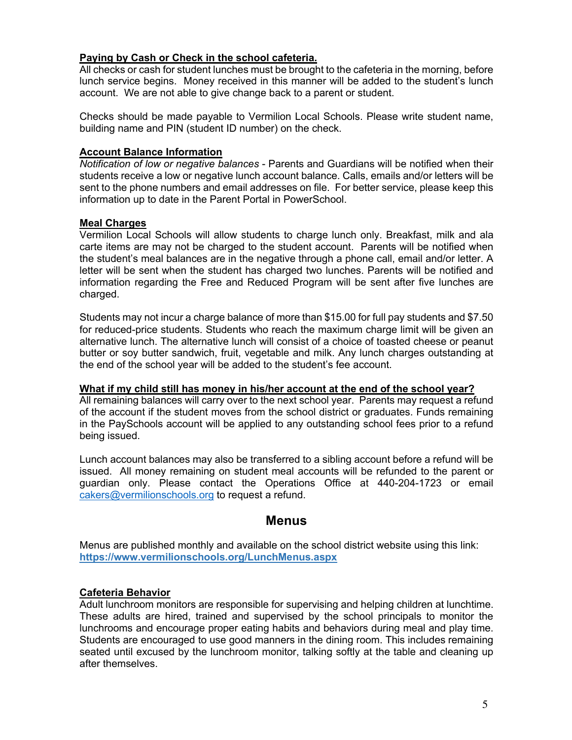**Paying by Cash or Check in the school cafeteria.**

All checks or cash for student lunches must be brought to the cafeteria in the morning, before lunch service begins. Money received in this manner will be added to the student's lunch account. We are not able to give change back to a parent or student.

Checks should be made payable to Vermilion Local Schools. Please write student name, building name and PIN (student ID number) on the check.

**Account Balance Information**

*Notification of low or negative balances* - Parents and Guardians will be notified when their students receive a low or negative lunch account balance. Calls, emails and/or letters will be sent to the phone numbers and email addresses on file. For better service, please keep this information up to date in the Parent Portal in PowerSchool.

**Meal Charges**

Vermilion Local Schools will allow students to charge lunch only. Breakfast, milk and ala carte items are may not be charged to the student account. Parents will be notified when the student's meal balances are in the negative through a phone call, email and/or letter. A letter will be sent when the student has charged two lunches. Parents will be notified and information regarding the Free and Reduced Program will be sent after five lunches are charged.

Students may not incur a charge balance of more than $15.00 for full pay students and $7.50 for reduced-price students. Students who reach the maximum charge limit will be given an alternative lunch. The alternative lunch will consist of a choice of toasted cheese or peanut butter or soy butter sandwich, fruit, vegetable and milk. Any lunch charges outstanding at the end of the school year will be added to the student's fee account.

**What if my child still has money in his/her account at the end of the school year?**

All remaining balances will carry over to the next school year. Parents may request a refund of the account if the student moves from the school district or graduates. Funds remaining in the PaySchools account will be applied to any outstanding school fees prior to a refund being issued.

Lunch account balances may also be transferred to a sibling account before a refund will be issued. All money remaining on student meal accounts will be refunded to the parent or guardian only. Please contact the Operations Office at 440-204-1723 or email cakers@vermilionschools.org to request a refund.

## Menus

Menus are published monthly and available on the school district website using this link: **https://www.vermilionschools.org/LunchMenus.aspx**

**Cafeteria Behavior**

Adult lunchroom monitors are responsible for supervising and helping children at lunchtime. These adults are hired, trained and supervised by the school principals to monitor the lunchrooms and encourage proper eating habits and behaviors during meal and play time. Students are encouraged to use good manners in the dining room. This includes remaining seated until excused by the lunchroom monitor, talking softly at the table and cleaning up after themselves.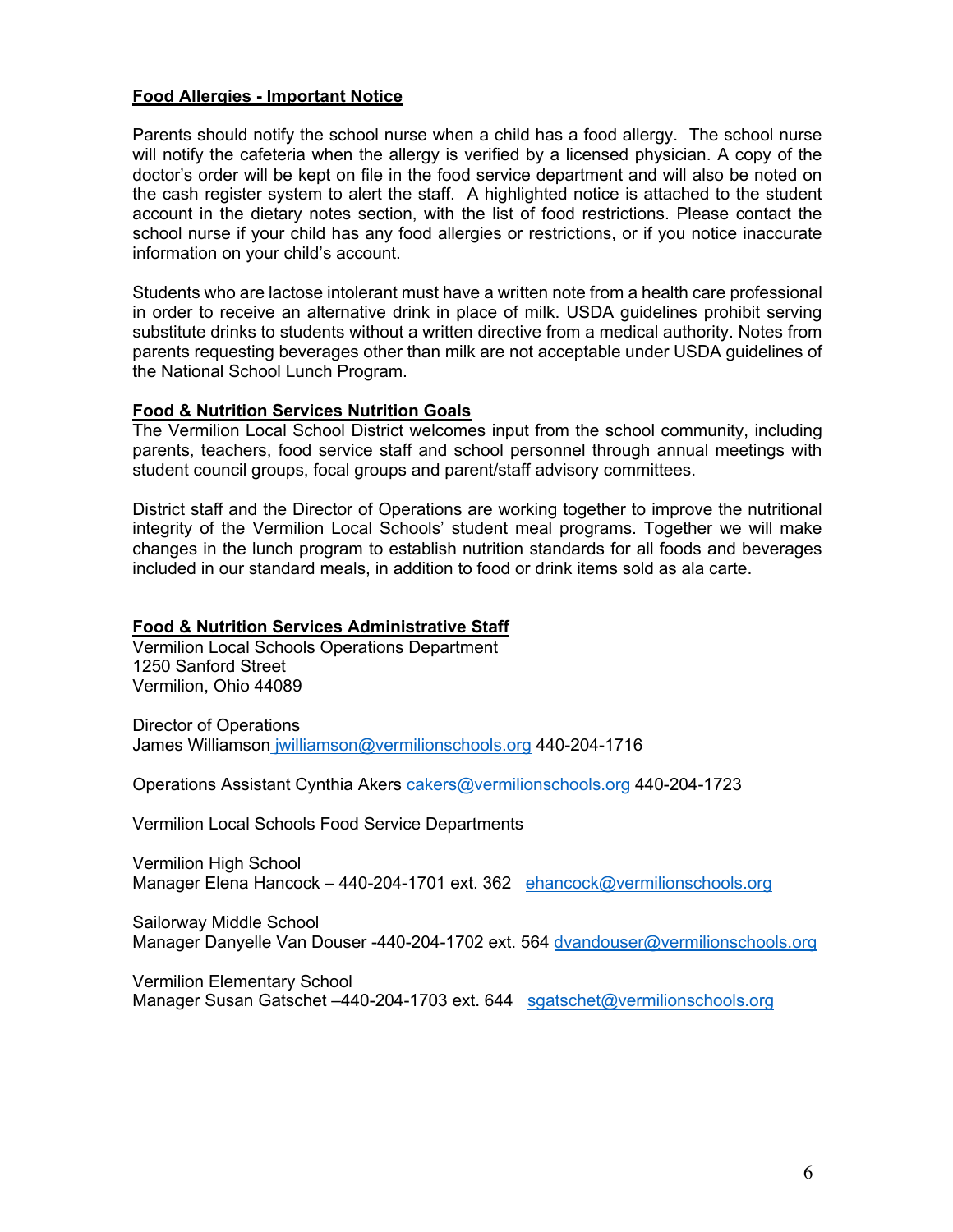**Food Allergies - Important Notice**

Parents should notify the school nurse when a child has a food allergy. The school nurse will notify the cafeteria when the allergy is verified by a licensed physician. A copy of the doctor's order will be kept on file in the food service department and will also be noted on the cash register system to alert the staff. A highlighted notice is attached to the student account in the dietary notes section, with the list of food restrictions. Please contact the school nurse if your child has any food allergies or restrictions, or if you notice inaccurate information on your child's account.

Students who are lactose intolerant must have a written note from a health care professional in order to receive an alternative drink in place of milk. USDA guidelines prohibit serving substitute drinks to students without a written directive from a medical authority. Notes from parents requesting beverages other than milk are not acceptable under USDA guidelines of the National School Lunch Program.

**Food & Nutrition Services Nutrition Goals**

The Vermilion Local School District welcomes input from the school community, including parents, teachers, food service staff and school personnel through annual meetings with student council groups, focal groups and parent/staff advisory committees.

District staff and the Director of Operations are working together to improve the nutritional integrity of the Vermilion Local Schools' student meal programs. Together we will make changes in the lunch program to establish nutrition standards for all foods and beverages included in our standard meals, in addition to food or drink items sold as ala carte.

**Food & Nutrition Services Administrative Staff**

Vermilion Local Schools Operations Department
1250 Sanford Street
Vermilion, Ohio 44089

Director of Operations
James Williamson jwilliamson@vermilionschools.org 440-204-1716

Operations Assistant Cynthia Akers cakers@vermilionschools.org 440-204-1723

Vermilion Local Schools Food Service Departments

Vermilion High School
Manager Elena Hancock – 440-204-1701 ext. 362 ehancock@vermilionschools.org

Sailorway Middle School
Manager Danyelle Van Douser -440-204-1702 ext. 564 dvandouser@vermilionschools.org

Vermilion Elementary School
Manager Susan Gatschet –440-204-1703 ext. 644 sgatschet@vermilionschools.org